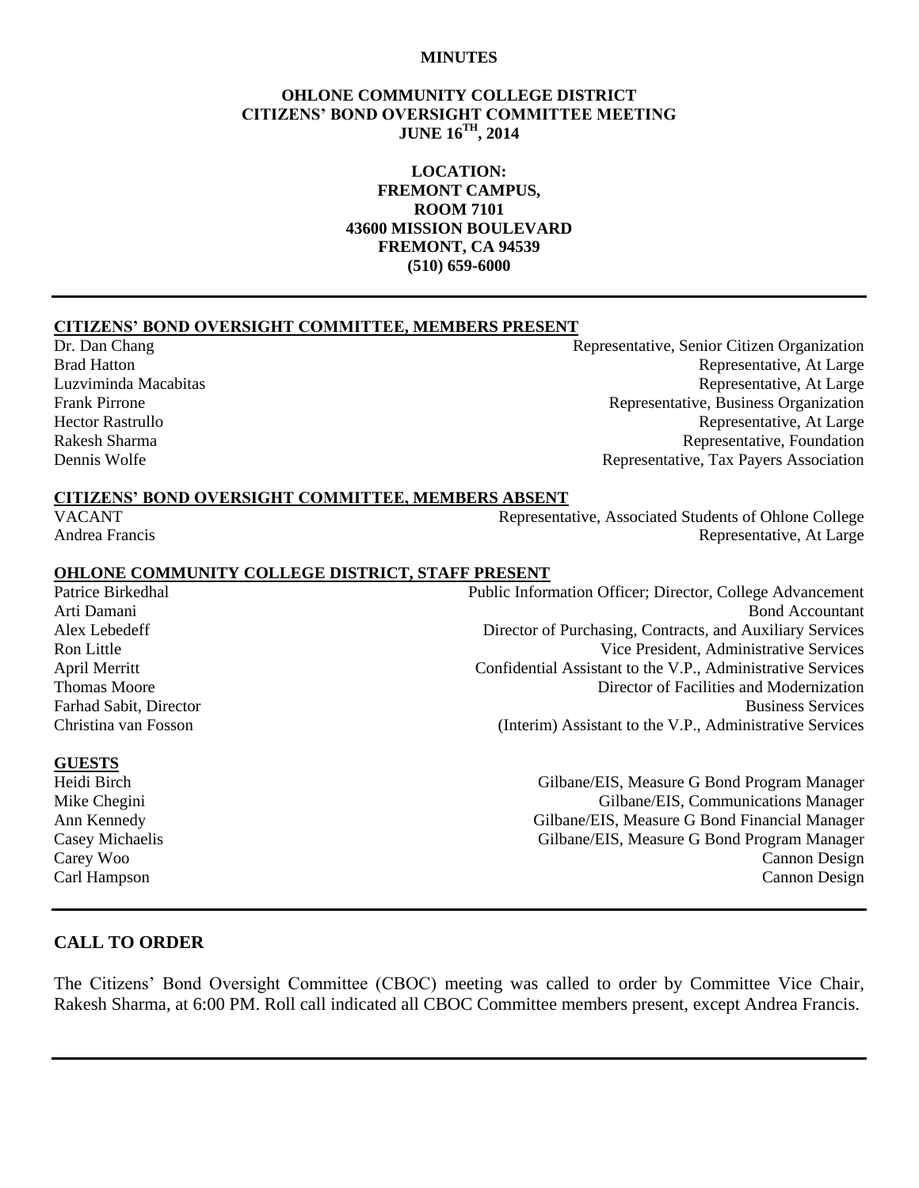**MINUTES**

**OHLONE COMMUNITY COLLEGE DISTRICT**
**CITIZENS' BOND OVERSIGHT COMMITTEE MEETING**
**JUNE 16TH, 2014**

**LOCATION:**
**FREMONT CAMPUS,**
**ROOM 7101**
**43600 MISSION BOULEVARD**
**FREMONT, CA 94539**
**(510) 659-6000**

---

## CITIZENS' BOND OVERSIGHT COMMITTEE, MEMBERS PRESENT

| | |
|---|---|
| Dr. Dan Chang | Representative, Senior Citizen Organization |
| Brad Hatton | Representative, At Large |
| Luzviminda Macabitas | Representative, At Large |
| Frank Pirrone | Representative, Business Organization |
| Hector Rastrullo | Representative, At Large |
| Rakesh Sharma | Representative, Foundation |
| Dennis Wolfe | Representative, Tax Payers Association |

## CITIZENS' BOND OVERSIGHT COMMITTEE, MEMBERS ABSENT

| | |
|---|---|
| VACANT | Representative, Associated Students of Ohlone College |
| Andrea Francis | Representative, At Large |

## OHLONE COMMUNITY COLLEGE DISTRICT, STAFF PRESENT

| | |
|---|---|
| Patrice Birkedhal | Public Information Officer; Director, College Advancement |
| Arti Damani | Bond Accountant |
| Alex Lebedeff | Director of Purchasing, Contracts, and Auxiliary Services |
| Ron Little | Vice President, Administrative Services |
| April Merritt | Confidential Assistant to the V.P., Administrative Services |
| Thomas Moore | Director of Facilities and Modernization |
| Farhad Sabit, Director | Business Services |
| Christina van Fosson | (Interim) Assistant to the V.P., Administrative Services |

## GUESTS

| | |
|---|---|
| Heidi Birch | Gilbane/EIS, Measure G Bond Program Manager |
| Mike Chegini | Gilbane/EIS, Communications Manager |
| Ann Kennedy | Gilbane/EIS, Measure G Bond Financial Manager |
| Casey Michaelis | Gilbane/EIS, Measure G Bond Program Manager |
| Carey Woo | Cannon Design |
| Carl Hampson | Cannon Design |

---

## CALL TO ORDER

The Citizens' Bond Oversight Committee (CBOC) meeting was called to order by Committee Vice Chair, Rakesh Sharma, at 6:00 PM. Roll call indicated all CBOC Committee members present, except Andrea Francis.

---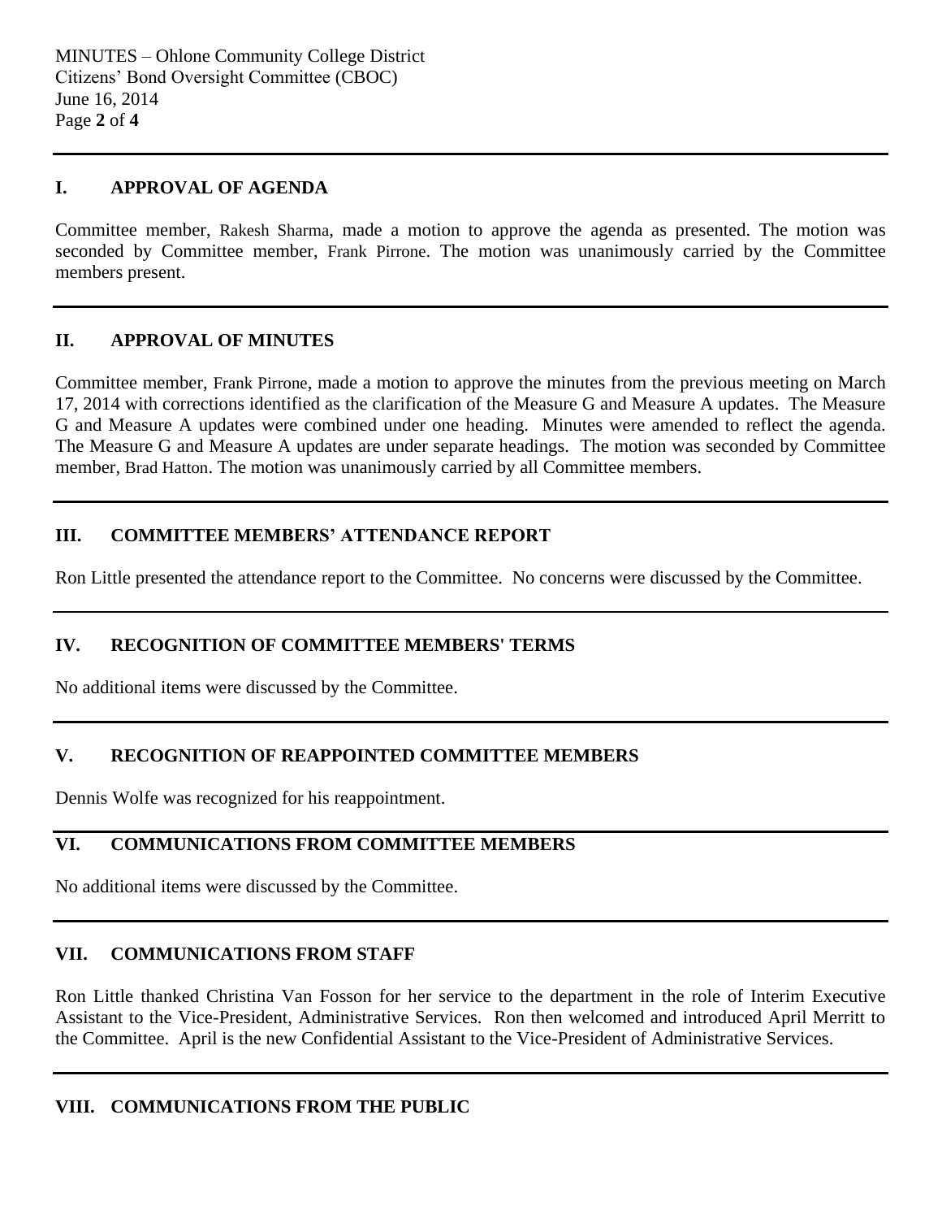## I. APPROVAL OF AGENDA

Committee member, Rakesh Sharma, made a motion to approve the agenda as presented. The motion was seconded by Committee member, Frank Pirrone. The motion was unanimously carried by the Committee members present.

## II. APPROVAL OF MINUTES

Committee member, Frank Pirrone, made a motion to approve the minutes from the previous meeting on March 17, 2014 with corrections identified as the clarification of the Measure G and Measure A updates. The Measure G and Measure A updates were combined under one heading. Minutes were amended to reflect the agenda. The Measure G and Measure A updates are under separate headings. The motion was seconded by Committee member, Brad Hatton. The motion was unanimously carried by all Committee members.

## III. COMMITTEE MEMBERS' ATTENDANCE REPORT

Ron Little presented the attendance report to the Committee. No concerns were discussed by the Committee.

## IV. RECOGNITION OF COMMITTEE MEMBERS' TERMS

No additional items were discussed by the Committee.

## V. RECOGNITION OF REAPPOINTED COMMITTEE MEMBERS

Dennis Wolfe was recognized for his reappointment.

## VI. COMMUNICATIONS FROM COMMITTEE MEMBERS

No additional items were discussed by the Committee.

## VII. COMMUNICATIONS FROM STAFF

Ron Little thanked Christina Van Fosson for her service to the department in the role of Interim Executive Assistant to the Vice-President, Administrative Services. Ron then welcomed and introduced April Merritt to the Committee. April is the new Confidential Assistant to the Vice-President of Administrative Services.

## VIII. COMMUNICATIONS FROM THE PUBLIC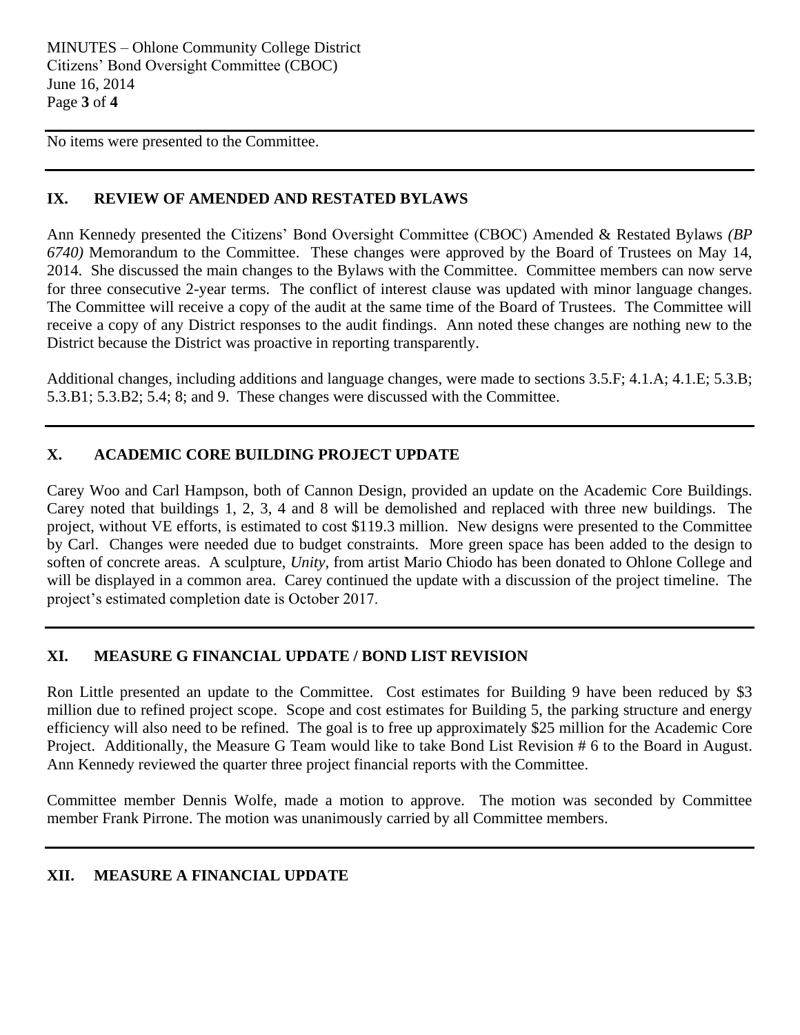No items were presented to the Committee.

---

## IX. REVIEW OF AMENDED AND RESTATED BYLAWS

Ann Kennedy presented the Citizens' Bond Oversight Committee (CBOC) Amended & Restated Bylaws *(BP 6740)* Memorandum to the Committee. These changes were approved by the Board of Trustees on May 14, 2014. She discussed the main changes to the Bylaws with the Committee. Committee members can now serve for three consecutive 2-year terms. The conflict of interest clause was updated with minor language changes. The Committee will receive a copy of the audit at the same time of the Board of Trustees. The Committee will receive a copy of any District responses to the audit findings. Ann noted these changes are nothing new to the District because the District was proactive in reporting transparently.

Additional changes, including additions and language changes, were made to sections 3.5.F; 4.1.A; 4.1.E; 5.3.B; 5.3.B1; 5.3.B2; 5.4; 8; and 9. These changes were discussed with the Committee.

---

## X. ACADEMIC CORE BUILDING PROJECT UPDATE

Carey Woo and Carl Hampson, both of Cannon Design, provided an update on the Academic Core Buildings. Carey noted that buildings 1, 2, 3, 4 and 8 will be demolished and replaced with three new buildings. The project, without VE efforts, is estimated to cost $119.3 million. New designs were presented to the Committee by Carl. Changes were needed due to budget constraints. More green space has been added to the design to soften of concrete areas. A sculpture, *Unity,* from artist Mario Chiodo has been donated to Ohlone College and will be displayed in a common area. Carey continued the update with a discussion of the project timeline. The project's estimated completion date is October 2017.

---

## XI. MEASURE G FINANCIAL UPDATE / BOND LIST REVISION

Ron Little presented an update to the Committee. Cost estimates for Building 9 have been reduced by $3 million due to refined project scope. Scope and cost estimates for Building 5, the parking structure and energy efficiency will also need to be refined. The goal is to free up approximately $25 million for the Academic Core Project. Additionally, the Measure G Team would like to take Bond List Revision # 6 to the Board in August. Ann Kennedy reviewed the quarter three project financial reports with the Committee.

Committee member Dennis Wolfe, made a motion to approve. The motion was seconded by Committee member Frank Pirrone. The motion was unanimously carried by all Committee members.

---

## XII. MEASURE A FINANCIAL UPDATE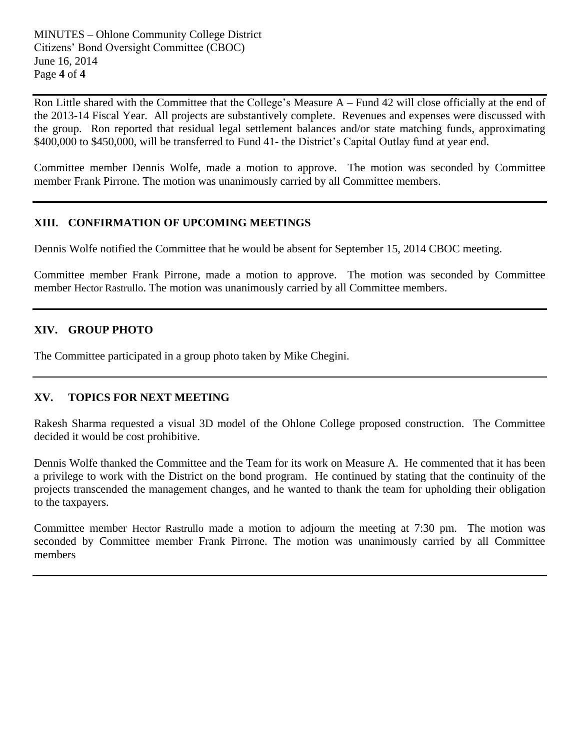Ron Little shared with the Committee that the College's Measure A – Fund 42 will close officially at the end of the 2013-14 Fiscal Year. All projects are substantively complete. Revenues and expenses were discussed with the group. Ron reported that residual legal settlement balances and/or state matching funds, approximating $400,000 to $450,000, will be transferred to Fund 41- the District's Capital Outlay fund at year end.

Committee member Dennis Wolfe, made a motion to approve. The motion was seconded by Committee member Frank Pirrone. The motion was unanimously carried by all Committee members.

## XIII. CONFIRMATION OF UPCOMING MEETINGS

Dennis Wolfe notified the Committee that he would be absent for September 15, 2014 CBOC meeting.

Committee member Frank Pirrone, made a motion to approve. The motion was seconded by Committee member Hector Rastrullo. The motion was unanimously carried by all Committee members.

## XIV. GROUP PHOTO

The Committee participated in a group photo taken by Mike Chegini.

## XV. TOPICS FOR NEXT MEETING

Rakesh Sharma requested a visual 3D model of the Ohlone College proposed construction. The Committee decided it would be cost prohibitive.

Dennis Wolfe thanked the Committee and the Team for its work on Measure A. He commented that it has been a privilege to work with the District on the bond program. He continued by stating that the continuity of the projects transcended the management changes, and he wanted to thank the team for upholding their obligation to the taxpayers.

Committee member Hector Rastrullo made a motion to adjourn the meeting at 7:30 pm. The motion was seconded by Committee member Frank Pirrone. The motion was unanimously carried by all Committee members